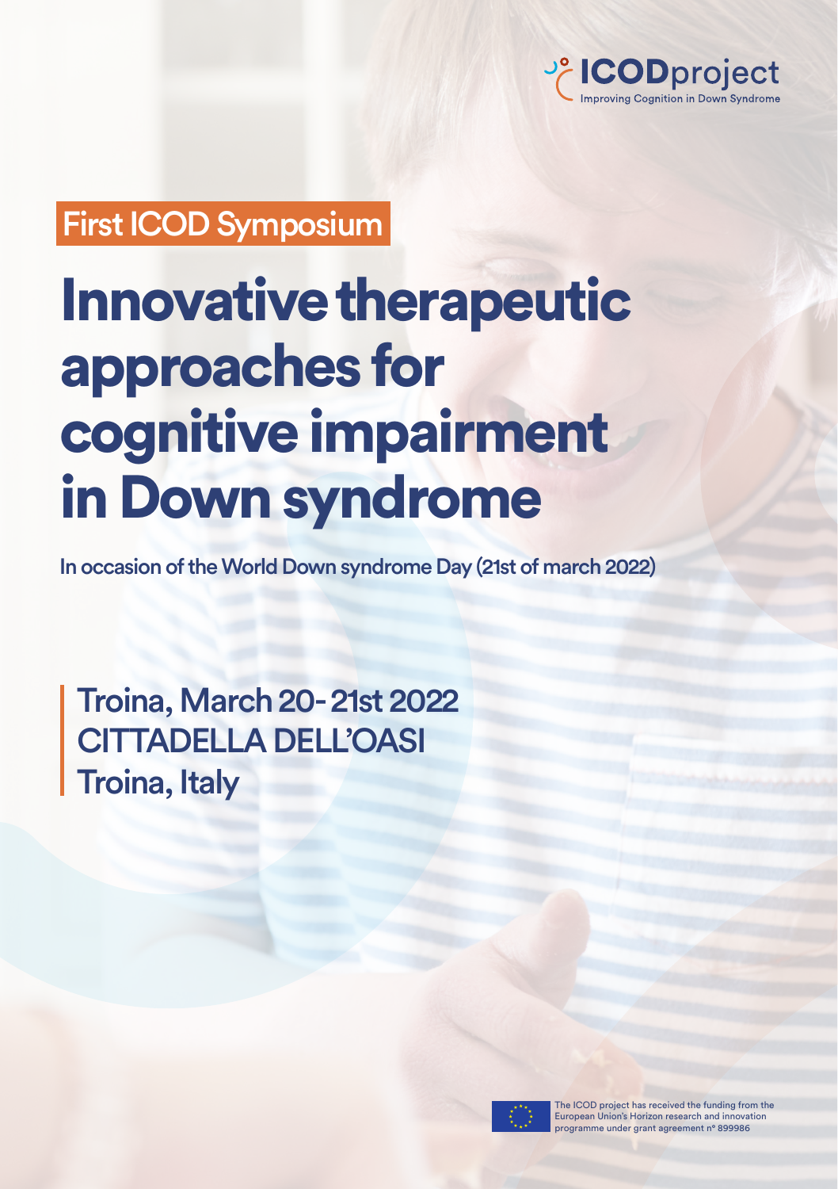**ICODproject**
Improving Cognition in Down Syndrome

## First ICOD Symposium

# Innovative therapeutic approaches for cognitive impairment in Down syndrome

In occasion of the World Down syndrome Day (21st of march 2022)

**Troina, March 20- 21st 2022**
**CITTADELLA DELL'OASI**
**Troina, Italy**

The ICOD project has received the funding from the European Union's Horizon research and innovation programme under grant agreement n° 899986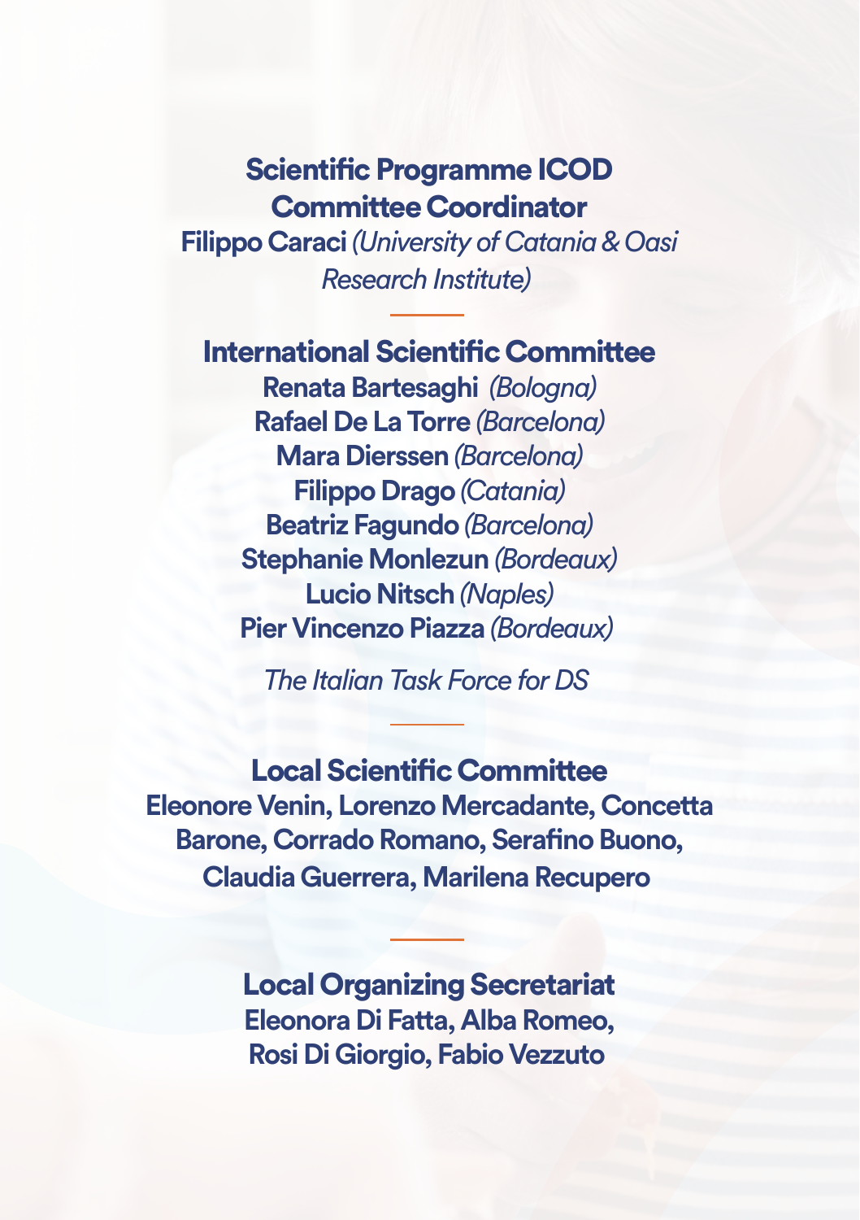## Scientific Programme ICOD Committee Coordinator

**Filippo Caraci** *(University of Catania & Oasi Research Institute)*

---

## International Scientific Committee

**Renata Bartesaghi** *(Bologna)*
**Rafael De La Torre** *(Barcelona)*
**Mara Dierssen** *(Barcelona)*
**Filippo Drago** *(Catania)*
**Beatriz Fagundo** *(Barcelona)*
**Stephanie Monlezun** *(Bordeaux)*
**Lucio Nitsch** *(Naples)*
**Pier Vincenzo Piazza** *(Bordeaux)*

*The Italian Task Force for DS*

---

## Local Scientific Committee

**Eleonore Venin, Lorenzo Mercadante, Concetta Barone, Corrado Romano, Serafino Buono, Claudia Guerrera, Marilena Recupero**

---

## Local Organizing Secretariat

**Eleonora Di Fatta, Alba Romeo, Rosi Di Giorgio, Fabio Vezzuto**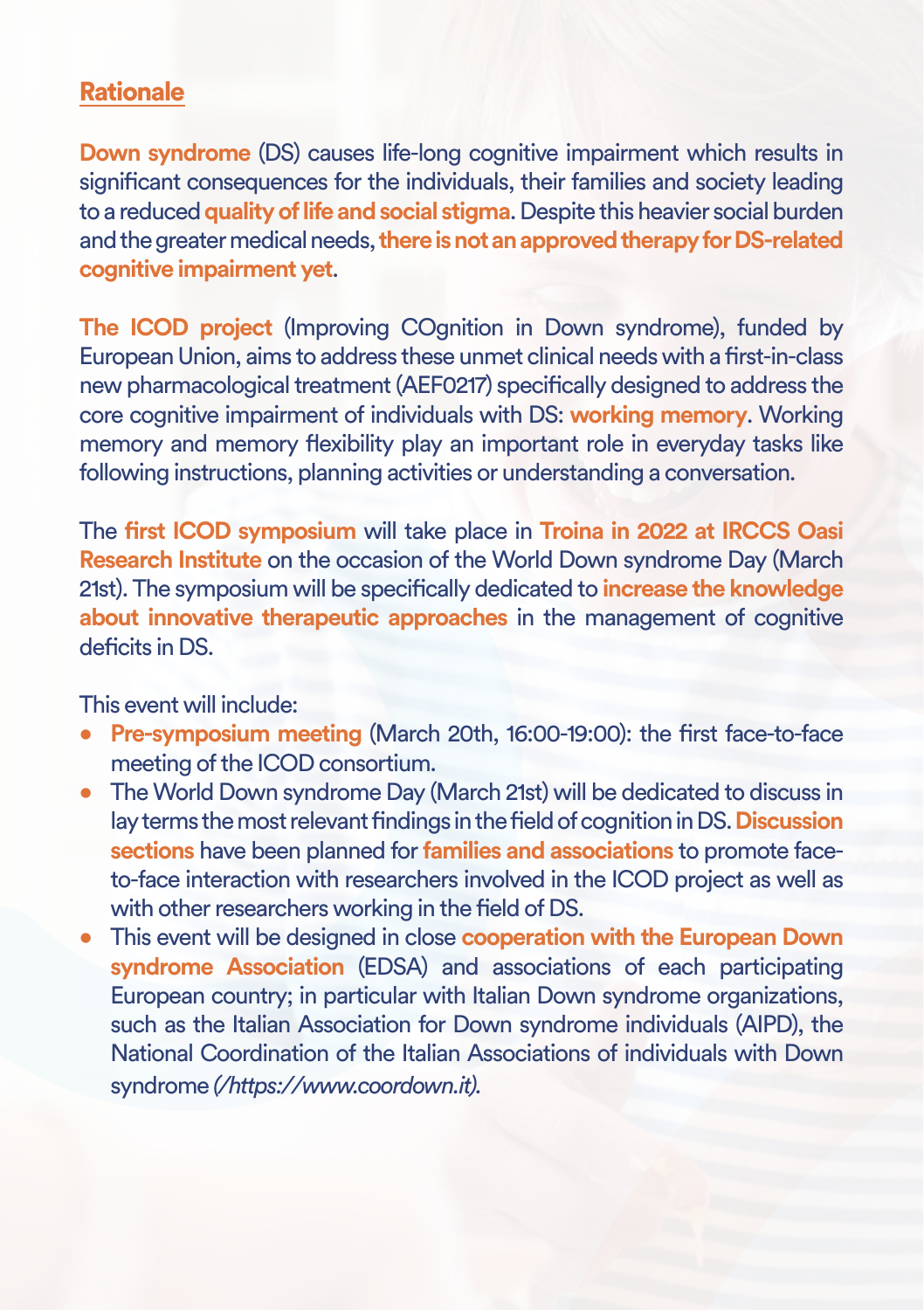## Rationale

**Down syndrome** (DS) causes life-long cognitive impairment which results in significant consequences for the individuals, their families and society leading to a reduced **quality of life and social stigma**. Despite this heavier social burden and the greater medical needs, **there is not an approved therapy for DS-related cognitive impairment yet**.

**The ICOD project** (Improving COgnition in Down syndrome), funded by European Union, aims to address these unmet clinical needs with a first-in-class new pharmacological treatment (AEF0217) specifically designed to address the core cognitive impairment of individuals with DS: **working memory**. Working memory and memory flexibility play an important role in everyday tasks like following instructions, planning activities or understanding a conversation.

The **first ICOD symposium** will take place in **Troina in 2022 at IRCCS Oasi Research Institute** on the occasion of the World Down syndrome Day (March 21st). The symposium will be specifically dedicated to **increase the knowledge about innovative therapeutic approaches** in the management of cognitive deficits in DS.

This event will include:

- **Pre-symposium meeting** (March 20th, 16:00-19:00): the first face-to-face meeting of the ICOD consortium.
- The World Down syndrome Day (March 21st) will be dedicated to discuss in lay terms the most relevant findings in the field of cognition in DS. **Discussion sections** have been planned for **families and associations** to promote face-to-face interaction with researchers involved in the ICOD project as well as with other researchers working in the field of DS.
- This event will be designed in close **cooperation with the European Down syndrome Association** (EDSA) and associations of each participating European country; in particular with Italian Down syndrome organizations, such as the Italian Association for Down syndrome individuals (AIPD), the National Coordination of the Italian Associations of individuals with Down syndrome *(/https://www.coordown.it)*.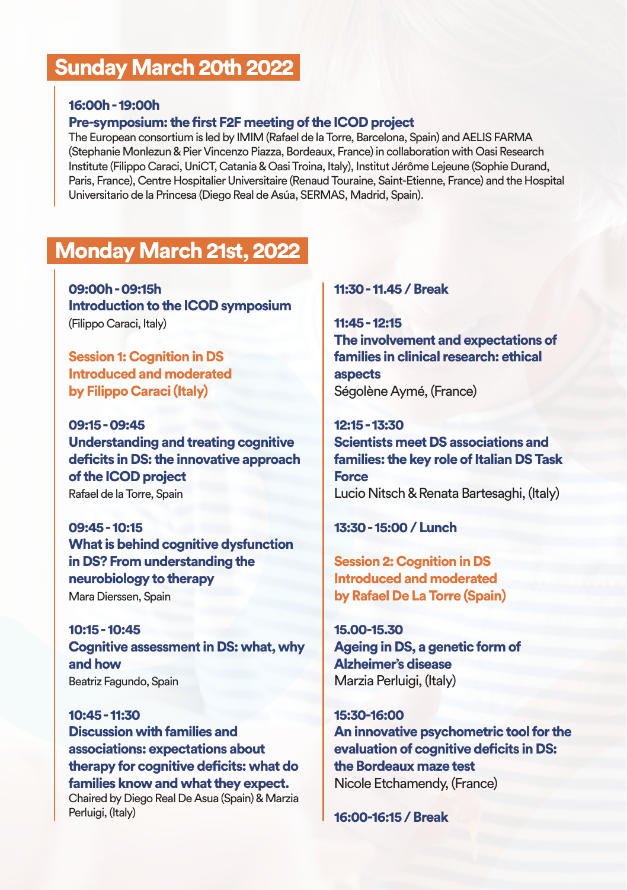## Sunday March 20th 2022

**16:00h - 19:00h**
**Pre-symposium: the first F2F meeting of the ICOD project**
The European consortium is led by IMIM (Rafael de la Torre, Barcelona, Spain) and AELIS FARMA (Stephanie Monlezun & Pier Vincenzo Piazza, Bordeaux, France) in collaboration with Oasi Research Institute (Filippo Caraci, UniCT, Catania & Oasi Troina, Italy), Institut Jérôme Lejeune (Sophie Durand, Paris, France), Centre Hospitalier Universitaire (Renaud Touraine, Saint-Etienne, France) and the Hospital Universitario de la Princesa (Diego Real de Asúa, SERMAS, Madrid, Spain).

## Monday March 21st, 2022

**09:00h - 09:15h**
**Introduction to the ICOD symposium**
(Filippo Caraci, Italy)

**Session 1: Cognition in DS**
**Introduced and moderated by Filippo Caraci (Italy)**

**09:15 - 09:45**
**Understanding and treating cognitive deficits in DS: the innovative approach of the ICOD project**
Rafael de la Torre, Spain

**09:45 - 10:15**
**What is behind cognitive dysfunction in DS? From understanding the neurobiology to therapy**
Mara Dierssen, Spain

**10:15 - 10:45**
**Cognitive assessment in DS: what, why and how**
Beatriz Fagundo, Spain

**10:45 - 11:30**
**Discussion with families and associations: expectations about therapy for cognitive deficits: what do families know and what they expect.**
Chaired by Diego Real De Asua (Spain) & Marzia Perluigi, (Italy)

**11:30 - 11.45 / Break**

**11:45 - 12:15**
**The involvement and expectations of families in clinical research: ethical aspects**
Ségolène Aymé, (France)

**12:15 - 13:30**
**Scientists meet DS associations and families: the key role of Italian DS Task Force**
Lucio Nitsch & Renata Bartesaghi, (Italy)

**13:30 - 15:00 / Lunch**

**Session 2: Cognition in DS**
**Introduced and moderated by Rafael De La Torre (Spain)**

**15.00-15.30**
**Ageing in DS, a genetic form of Alzheimer's disease**
Marzia Perluigi, (Italy)

**15:30-16:00**
**An innovative psychometric tool for the evaluation of cognitive deficits in DS: the Bordeaux maze test**
Nicole Etchamendy, (France)

**16:00-16:15 / Break**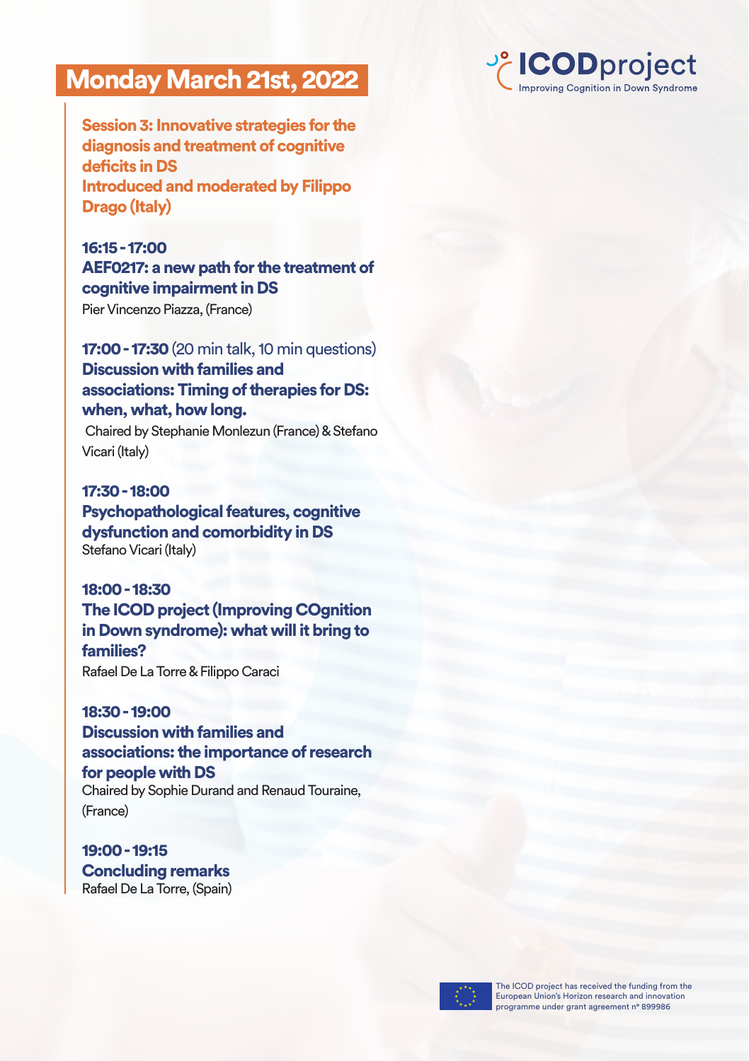# Monday March 21st, 2022

**ICODproject**
Improving Cognition in Down Syndrome

**Session 3: Innovative strategies for the diagnosis and treatment of cognitive deficits in DS**
**Introduced and moderated by Filippo Drago (Italy)**

**16:15 - 17:00**
**AEF0217: a new path for the treatment of cognitive impairment in DS**
Pier Vincenzo Piazza, (France)

**17:00 - 17:30** (20 min talk, 10 min questions)
**Discussion with families and associations: Timing of therapies for DS: when, what, how long.**
Chaired by Stephanie Monlezun (France) & Stefano Vicari (Italy)

**17:30 - 18:00**
**Psychopathological features, cognitive dysfunction and comorbidity in DS**
Stefano Vicari (Italy)

**18:00 - 18:30**
**The ICOD project (Improving COgnition in Down syndrome): what will it bring to families?**
Rafael De La Torre & Filippo Caraci

**18:30 - 19:00**
**Discussion with families and associations: the importance of research for people with DS**
Chaired by Sophie Durand and Renaud Touraine, (France)

**19:00 - 19:15**
**Concluding remarks**
Rafael De La Torre, (Spain)

The ICOD project has received the funding from the European Union's Horizon research and innovation programme under grant agreement n° 899986